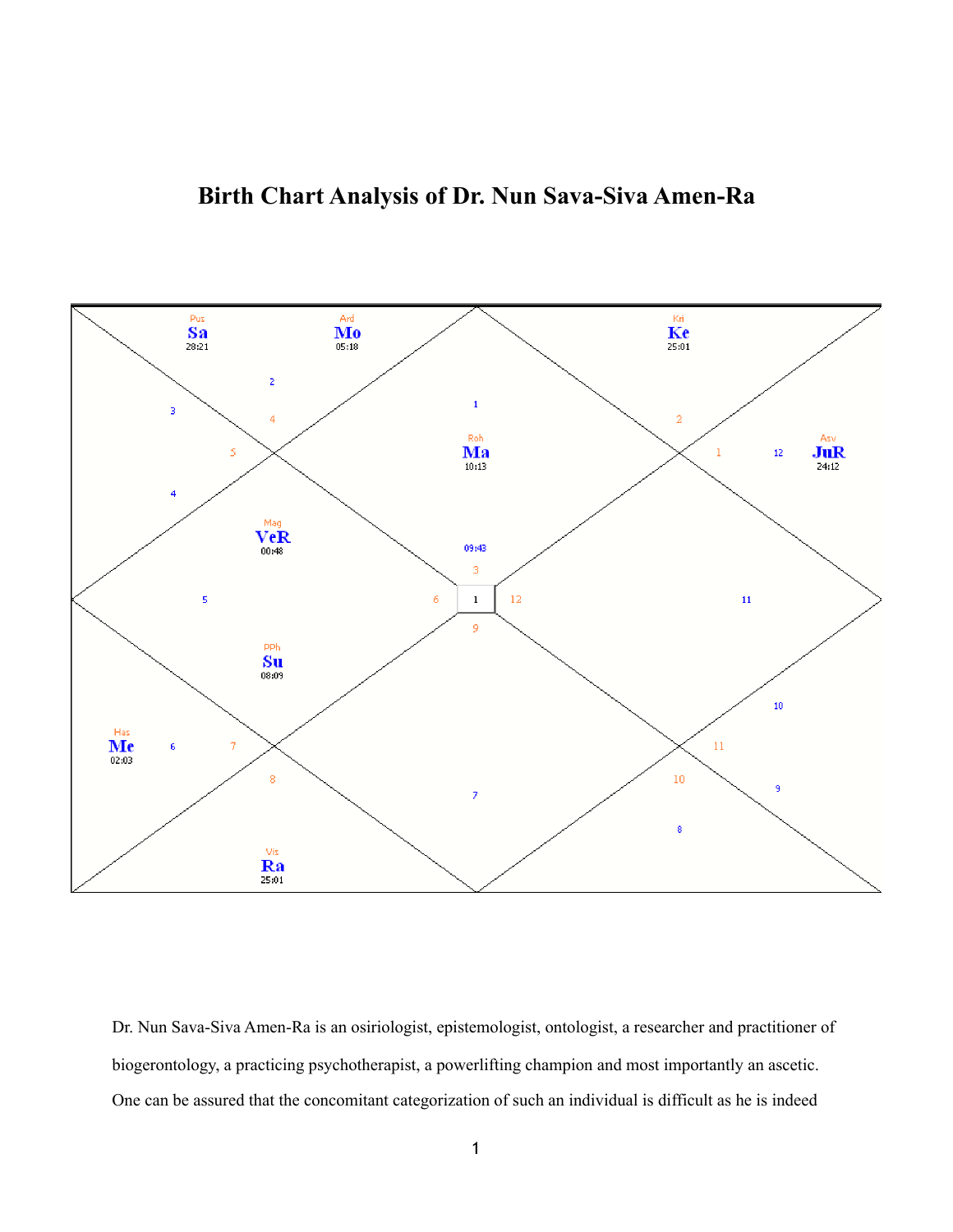# Birth Chart Analysis of Dr. Nun Sava-Siva Amen-Ra

Dr. Nun Sava-Siva Amen-Ra is an osiriologist, epistemologist, ontologist, a researcher and practitioner of biogerontology, a practicing psychotherapist, a powerlifting champion and most importantly an ascetic. One can be assured that the concomitant categorization of such an individual is difficult as he is indeed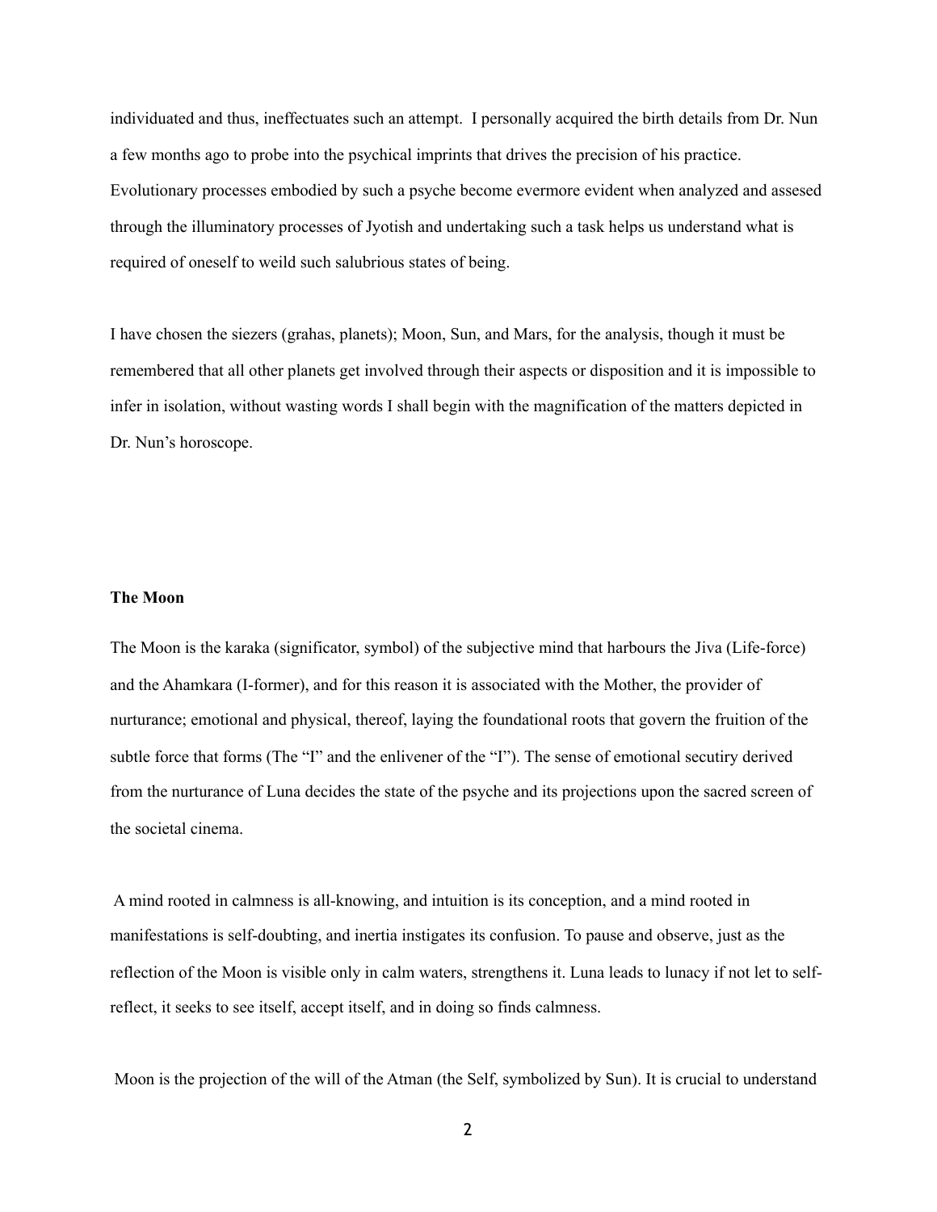individuated and thus, ineffectuates such an attempt. I personally acquired the birth details from Dr. Nun a few months ago to probe into the psychical imprints that drives the precision of his practice. Evolutionary processes embodied by such a psyche become evermore evident when analyzed and assesed through the illuminatory processes of Jyotish and undertaking such a task helps us understand what is required of oneself to weild such salubrious states of being.

I have chosen the siezers (grahas, planets); Moon, Sun, and Mars, for the analysis, though it must be remembered that all other planets get involved through their aspects or disposition and it is impossible to infer in isolation, without wasting words I shall begin with the magnification of the matters depicted in Dr. Nun's horoscope.

**The Moon**

The Moon is the karaka (significator, symbol) of the subjective mind that harbours the Jiva (Life-force) and the Ahamkara (I-former), and for this reason it is associated with the Mother, the provider of nurturance; emotional and physical, thereof, laying the foundational roots that govern the fruition of the subtle force that forms (The "I" and the enlivener of the "I"). The sense of emotional secutiry derived from the nurturance of Luna decides the state of the psyche and its projections upon the sacred screen of the societal cinema.

A mind rooted in calmness is all-knowing, and intuition is its conception, and a mind rooted in manifestations is self-doubting, and inertia instigates its confusion. To pause and observe, just as the reflection of the Moon is visible only in calm waters, strengthens it. Luna leads to lunacy if not let to self-reflect, it seeks to see itself, accept itself, and in doing so finds calmness.

Moon is the projection of the will of the Atman (the Self, symbolized by Sun). It is crucial to understand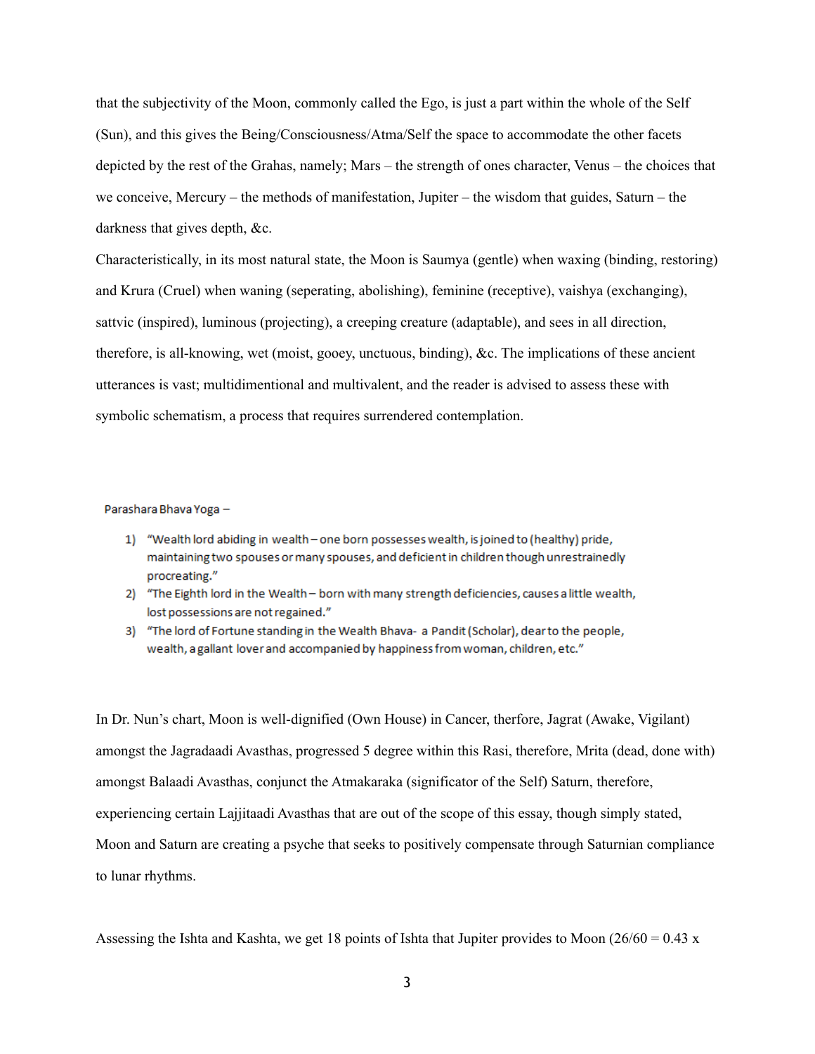that the subjectivity of the Moon, commonly called the Ego, is just a part within the whole of the Self (Sun), and this gives the Being/Consciousness/Atma/Self the space to accommodate the other facets depicted by the rest of the Grahas, namely; Mars – the strength of ones character, Venus – the choices that we conceive, Mercury – the methods of manifestation, Jupiter – the wisdom that guides, Saturn – the darkness that gives depth, &c.

Characteristically, in its most natural state, the Moon is Saumya (gentle) when waxing (binding, restoring) and Krura (Cruel) when waning (seperating, abolishing), feminine (receptive), vaishya (exchanging), sattvic (inspired), luminous (projecting), a creeping creature (adaptable), and sees in all direction, therefore, is all-knowing, wet (moist, gooey, unctuous, binding), &c. The implications of these ancient utterances is vast; multidimentional and multivalent, and the reader is advised to assess these with symbolic schematism, a process that requires surrendered contemplation.

Parashara Bhava Yoga –

1) "Wealth lord abiding in wealth – one born possesses wealth, is joined to (healthy) pride, maintaining two spouses or many spouses, and deficient in children though unrestrainedly procreating."
2) "The Eighth lord in the Wealth – born with many strength deficiencies, causes a little wealth, lost possessions are not regained."
3) "The lord of Fortune standing in the Wealth Bhava- a Pandit (Scholar), dear to the people, wealth, a gallant lover and accompanied by happiness from woman, children, etc."

In Dr. Nun's chart, Moon is well-dignified (Own House) in Cancer, therfore, Jagrat (Awake, Vigilant) amongst the Jagradaadi Avasthas, progressed 5 degree within this Rasi, therefore, Mrita (dead, done with) amongst Balaadi Avasthas, conjunct the Atmakaraka (significator of the Self) Saturn, therefore, experiencing certain Lajjitaadi Avasthas that are out of the scope of this essay, though simply stated, Moon and Saturn are creating a psyche that seeks to positively compensate through Saturnian compliance to lunar rhythms.

Assessing the Ishta and Kashta, we get 18 points of Ishta that Jupiter provides to Moon (26/60 = 0.43 x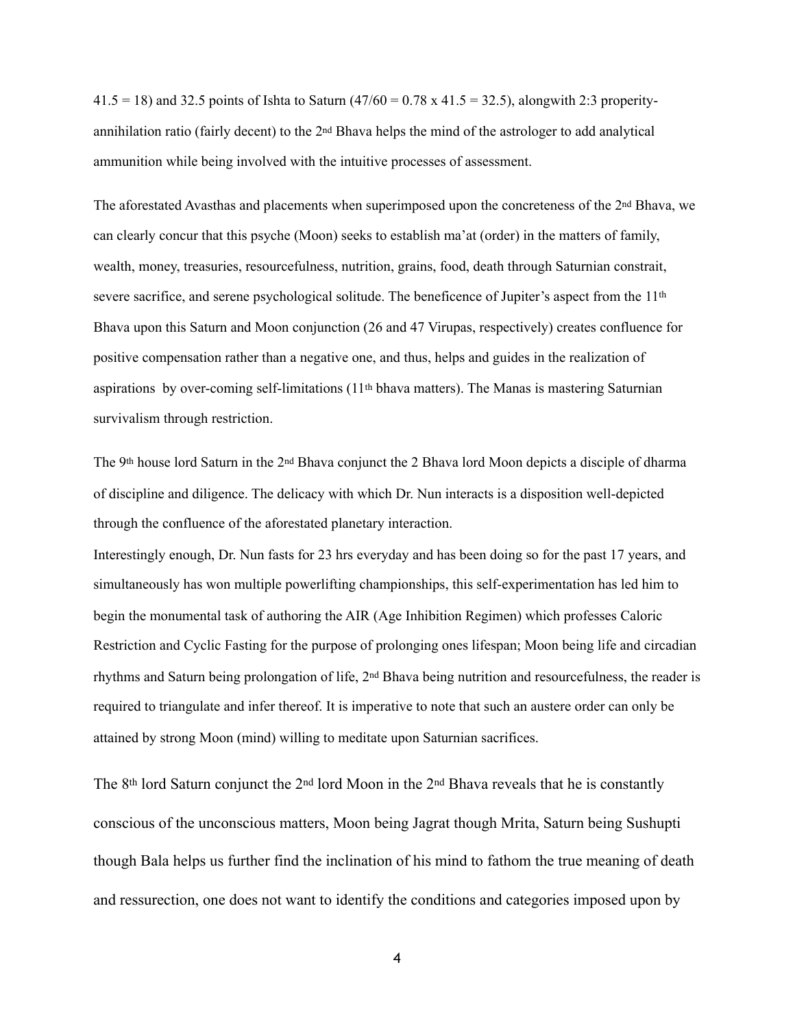41.5 = 18) and 32.5 points of Ishta to Saturn (47/60 = 0.78 x 41.5 = 32.5), alongwith 2:3 properity-annihilation ratio (fairly decent) to the 2nd Bhava helps the mind of the astrologer to add analytical ammunition while being involved with the intuitive processes of assessment.

The aforestated Avasthas and placements when superimposed upon the concreteness of the 2nd Bhava, we can clearly concur that this psyche (Moon) seeks to establish ma'at (order) in the matters of family, wealth, money, treasuries, resourcefulness, nutrition, grains, food, death through Saturnian constrait, severe sacrifice, and serene psychological solitude. The beneficence of Jupiter's aspect from the 11th Bhava upon this Saturn and Moon conjunction (26 and 47 Virupas, respectively) creates confluence for positive compensation rather than a negative one, and thus, helps and guides in the realization of aspirations by over-coming self-limitations (11th bhava matters). The Manas is mastering Saturnian survivalism through restriction.

The 9th house lord Saturn in the 2nd Bhava conjunct the 2 Bhava lord Moon depicts a disciple of dharma of discipline and diligence. The delicacy with which Dr. Nun interacts is a disposition well-depicted through the confluence of the aforestated planetary interaction.

Interestingly enough, Dr. Nun fasts for 23 hrs everyday and has been doing so for the past 17 years, and simultaneously has won multiple powerlifting championships, this self-experimentation has led him to begin the monumental task of authoring the AIR (Age Inhibition Regimen) which professes Caloric Restriction and Cyclic Fasting for the purpose of prolonging ones lifespan; Moon being life and circadian rhythms and Saturn being prolongation of life, 2nd Bhava being nutrition and resourcefulness, the reader is required to triangulate and infer thereof. It is imperative to note that such an austere order can only be attained by strong Moon (mind) willing to meditate upon Saturnian sacrifices.

The 8th lord Saturn conjunct the 2nd lord Moon in the 2nd Bhava reveals that he is constantly conscious of the unconscious matters, Moon being Jagrat though Mrita, Saturn being Sushupti though Bala helps us further find the inclination of his mind to fathom the true meaning of death and ressurection, one does not want to identify the conditions and categories imposed upon by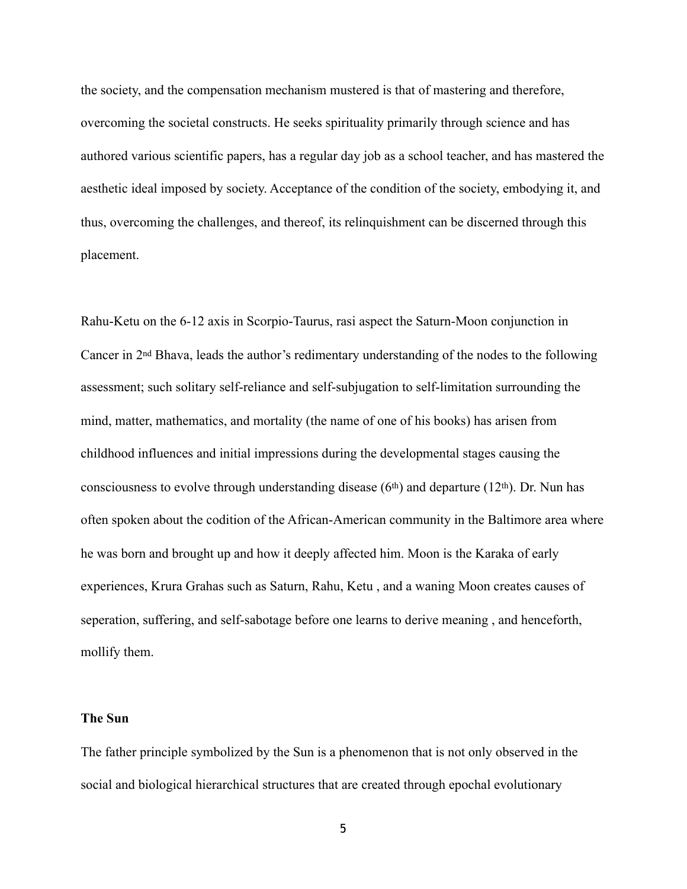the society, and the compensation mechanism mustered is that of mastering and therefore, overcoming the societal constructs. He seeks spirituality primarily through science and has authored various scientific papers, has a regular day job as a school teacher, and has mastered the aesthetic ideal imposed by society. Acceptance of the condition of the society, embodying it, and thus, overcoming the challenges, and thereof, its relinquishment can be discerned through this placement.

Rahu-Ketu on the 6-12 axis in Scorpio-Taurus, rasi aspect the Saturn-Moon conjunction in Cancer in 2nd Bhava, leads the author's redimentary understanding of the nodes to the following assessment; such solitary self-reliance and self-subjugation to self-limitation surrounding the mind, matter, mathematics, and mortality (the name of one of his books) has arisen from childhood influences and initial impressions during the developmental stages causing the consciousness to evolve through understanding disease (6th) and departure (12th). Dr. Nun has often spoken about the codition of the African-American community in the Baltimore area where he was born and brought up and how it deeply affected him. Moon is the Karaka of early experiences, Krura Grahas such as Saturn, Rahu, Ketu , and a waning Moon creates causes of seperation, suffering, and self-sabotage before one learns to derive meaning , and henceforth, mollify them.

**The Sun**

The father principle symbolized by the Sun is a phenomenon that is not only observed in the social and biological hierarchical structures that are created through epochal evolutionary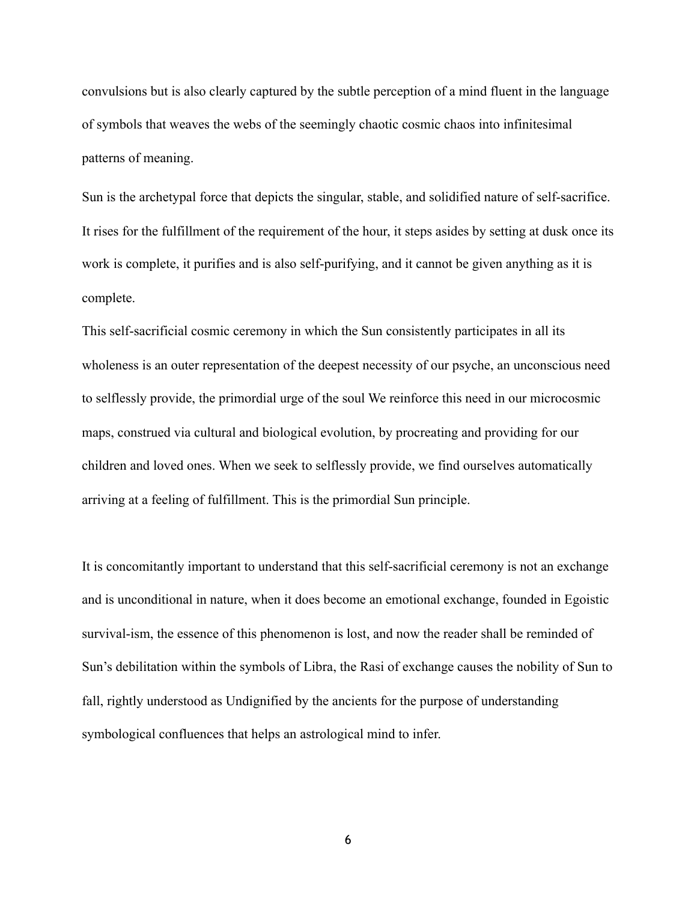convulsions but is also clearly captured by the subtle perception of a mind fluent in the language of symbols that weaves the webs of the seemingly chaotic cosmic chaos into infinitesimal patterns of meaning.

Sun is the archetypal force that depicts the singular, stable, and solidified nature of self-sacrifice. It rises for the fulfillment of the requirement of the hour, it steps asides by setting at dusk once its work is complete, it purifies and is also self-purifying, and it cannot be given anything as it is complete.

This self-sacrificial cosmic ceremony in which the Sun consistently participates in all its wholeness is an outer representation of the deepest necessity of our psyche, an unconscious need to selflessly provide, the primordial urge of the soul We reinforce this need in our microcosmic maps, construed via cultural and biological evolution, by procreating and providing for our children and loved ones. When we seek to selflessly provide, we find ourselves automatically arriving at a feeling of fulfillment. This is the primordial Sun principle.

It is concomitantly important to understand that this self-sacrificial ceremony is not an exchange and is unconditional in nature, when it does become an emotional exchange, founded in Egoistic survival-ism, the essence of this phenomenon is lost, and now the reader shall be reminded of Sun's debilitation within the symbols of Libra, the Rasi of exchange causes the nobility of Sun to fall, rightly understood as Undignified by the ancients for the purpose of understanding symbological confluences that helps an astrological mind to infer.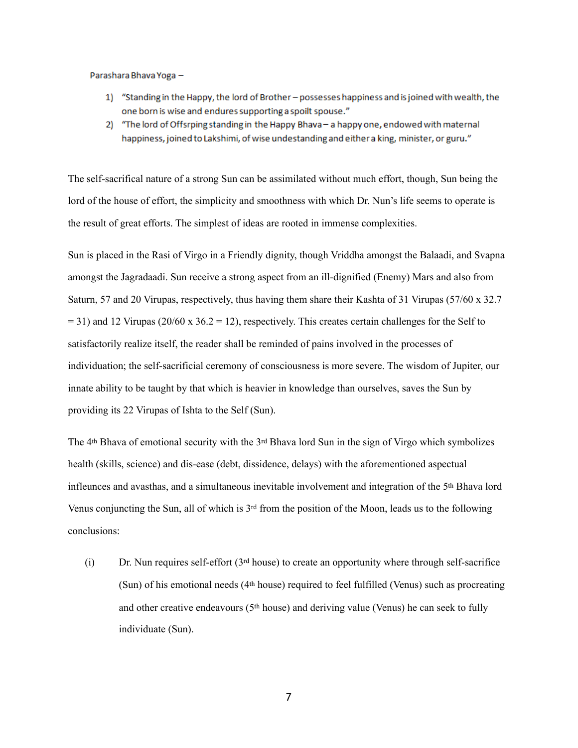Parashara Bhava Yoga –

1) "Standing in the Happy, the lord of Brother – possesses happiness and is joined with wealth, the one born is wise and endures supporting a spoilt spouse."
2) "The lord of Offsrping standing in the Happy Bhava – a happy one, endowed with maternal happiness, joined to Lakshimi, of wise undestanding and either a king, minister, or guru."

The self-sacrifical nature of a strong Sun can be assimilated without much effort, though, Sun being the lord of the house of effort, the simplicity and smoothness with which Dr. Nun's life seems to operate is the result of great efforts. The simplest of ideas are rooted in immense complexities.

Sun is placed in the Rasi of Virgo in a Friendly dignity, though Vriddha amongst the Balaadi, and Svapna amongst the Jagradaadi. Sun receive a strong aspect from an ill-dignified (Enemy) Mars and also from Saturn, 57 and 20 Virupas, respectively, thus having them share their Kashta of 31 Virupas ($57/60 \times 32.7 = 31$) and 12 Virupas ($20/60 \times 36.2 = 12$), respectively. This creates certain challenges for the Self to satisfactorily realize itself, the reader shall be reminded of pains involved in the processes of individuation; the self-sacrificial ceremony of consciousness is more severe. The wisdom of Jupiter, our innate ability to be taught by that which is heavier in knowledge than ourselves, saves the Sun by providing its 22 Virupas of Ishta to the Self (Sun).

The 4th Bhava of emotional security with the 3rd Bhava lord Sun in the sign of Virgo which symbolizes health (skills, science) and dis-ease (debt, dissidence, delays) with the aforementioned aspectual infleunces and avasthas, and a simultaneous inevitable involvement and integration of the 5th Bhava lord Venus conjuncting the Sun, all of which is 3rd from the position of the Moon, leads us to the following conclusions:

(i) Dr. Nun requires self-effort (3rd house) to create an opportunity where through self-sacrifice (Sun) of his emotional needs (4th house) required to feel fulfilled (Venus) such as procreating and other creative endeavours (5th house) and deriving value (Venus) he can seek to fully individuate (Sun).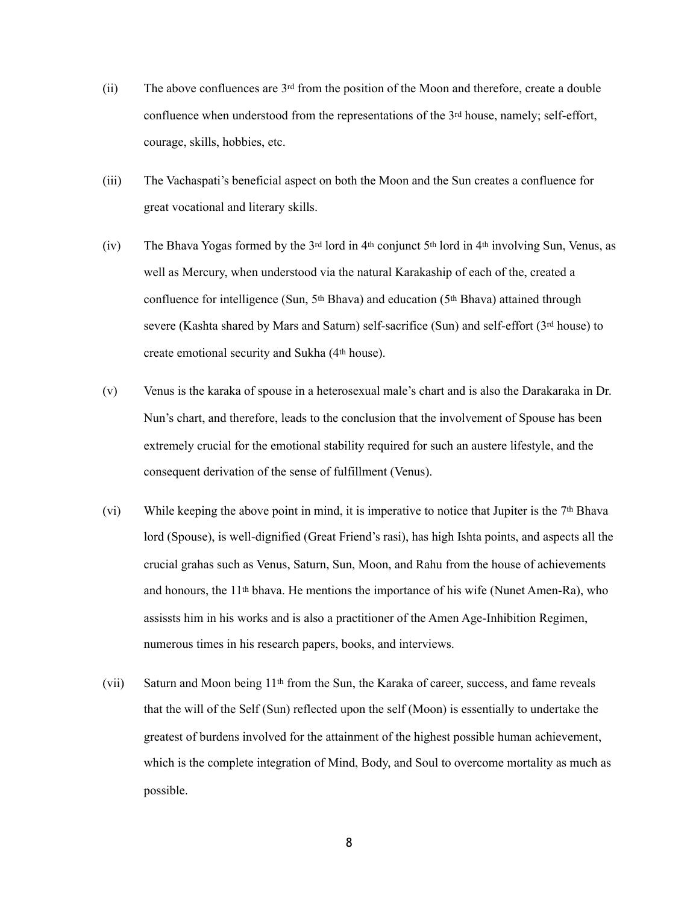(ii) The above confluences are 3rd from the position of the Moon and therefore, create a double confluence when understood from the representations of the 3rd house, namely; self-effort, courage, skills, hobbies, etc.

(iii) The Vachaspati's beneficial aspect on both the Moon and the Sun creates a confluence for great vocational and literary skills.

(iv) The Bhava Yogas formed by the 3rd lord in 4th conjunct 5th lord in 4th involving Sun, Venus, as well as Mercury, when understood via the natural Karakaship of each of the, created a confluence for intelligence (Sun, 5th Bhava) and education (5th Bhava) attained through severe (Kashta shared by Mars and Saturn) self-sacrifice (Sun) and self-effort (3rd house) to create emotional security and Sukha (4th house).

(v) Venus is the karaka of spouse in a heterosexual male's chart and is also the Darakaraka in Dr. Nun's chart, and therefore, leads to the conclusion that the involvement of Spouse has been extremely crucial for the emotional stability required for such an austere lifestyle, and the consequent derivation of the sense of fulfillment (Venus).

(vi) While keeping the above point in mind, it is imperative to notice that Jupiter is the 7th Bhava lord (Spouse), is well-dignified (Great Friend's rasi), has high Ishta points, and aspects all the crucial grahas such as Venus, Saturn, Sun, Moon, and Rahu from the house of achievements and honours, the 11th bhava. He mentions the importance of his wife (Nunet Amen-Ra), who assissts him in his works and is also a practitioner of the Amen Age-Inhibition Regimen, numerous times in his research papers, books, and interviews.

(vii) Saturn and Moon being 11th from the Sun, the Karaka of career, success, and fame reveals that the will of the Self (Sun) reflected upon the self (Moon) is essentially to undertake the greatest of burdens involved for the attainment of the highest possible human achievement, which is the complete integration of Mind, Body, and Soul to overcome mortality as much as possible.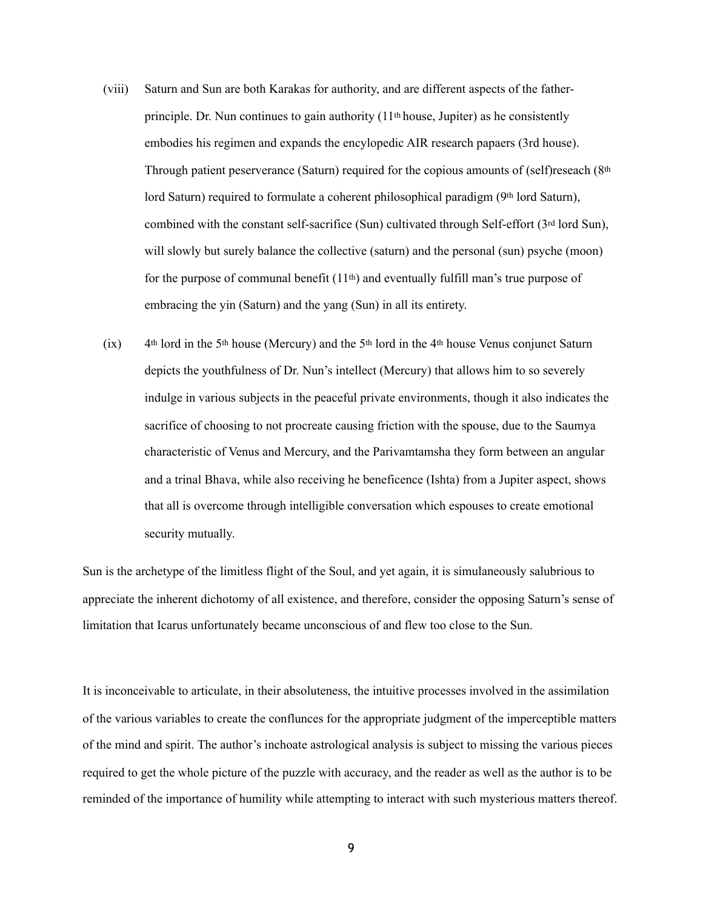(viii) Saturn and Sun are both Karakas for authority, and are different aspects of the father-principle. Dr. Nun continues to gain authority (11th house, Jupiter) as he consistently embodies his regimen and expands the encylopedic AIR research papaers (3rd house). Through patient peserverance (Saturn) required for the copious amounts of (self)reseach (8th lord Saturn) required to formulate a coherent philosophical paradigm (9th lord Saturn), combined with the constant self-sacrifice (Sun) cultivated through Self-effort (3rd lord Sun), will slowly but surely balance the collective (saturn) and the personal (sun) psyche (moon) for the purpose of communal benefit (11th) and eventually fulfill man's true purpose of embracing the yin (Saturn) and the yang (Sun) in all its entirety.

(ix) 4th lord in the 5th house (Mercury) and the 5th lord in the 4th house Venus conjunct Saturn depicts the youthfulness of Dr. Nun's intellect (Mercury) that allows him to so severely indulge in various subjects in the peaceful private environments, though it also indicates the sacrifice of choosing to not procreate causing friction with the spouse, due to the Saumya characteristic of Venus and Mercury, and the Parivamtamsha they form between an angular and a trinal Bhava, while also receiving he beneficence (Ishta) from a Jupiter aspect, shows that all is overcome through intelligible conversation which espouses to create emotional security mutually.

Sun is the archetype of the limitless flight of the Soul, and yet again, it is simulaneously salubrious to appreciate the inherent dichotomy of all existence, and therefore, consider the opposing Saturn's sense of limitation that Icarus unfortunately became unconscious of and flew too close to the Sun.

It is inconceivable to articulate, in their absoluteness, the intuitive processes involved in the assimilation of the various variables to create the conflunces for the appropriate judgment of the imperceptible matters of the mind and spirit. The author's inchoate astrological analysis is subject to missing the various pieces required to get the whole picture of the puzzle with accuracy, and the reader as well as the author is to be reminded of the importance of humility while attempting to interact with such mysterious matters thereof.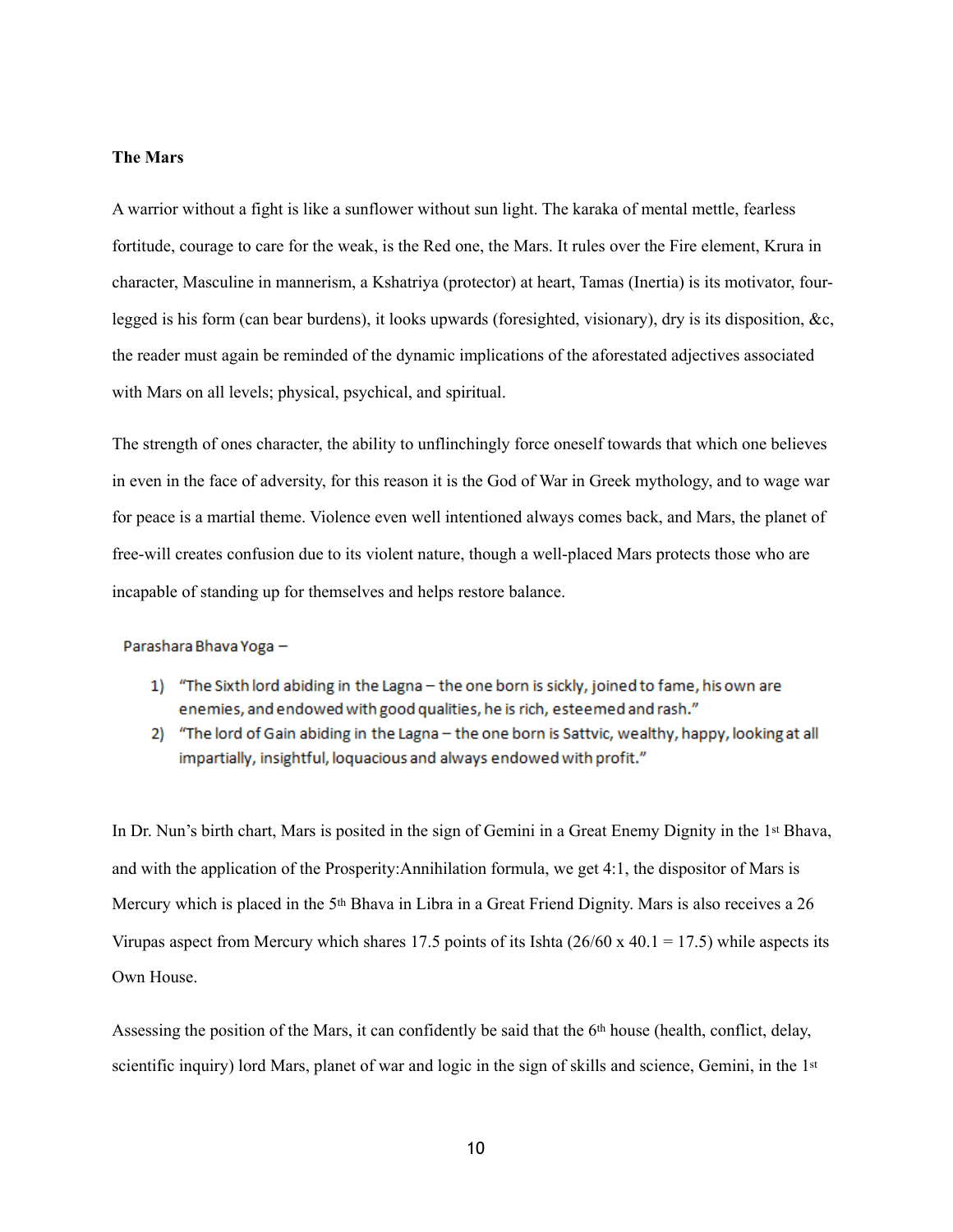**The Mars**

A warrior without a fight is like a sunflower without sun light. The karaka of mental mettle, fearless fortitude, courage to care for the weak, is the Red one, the Mars. It rules over the Fire element, Krura in character, Masculine in mannerism, a Kshatriya (protector) at heart, Tamas (Inertia) is its motivator, four-legged is his form (can bear burdens), it looks upwards (foresighted, visionary), dry is its disposition, &c, the reader must again be reminded of the dynamic implications of the aforestated adjectives associated with Mars on all levels; physical, psychical, and spiritual.

The strength of ones character, the ability to unflinchingly force oneself towards that which one believes in even in the face of adversity, for this reason it is the God of War in Greek mythology, and to wage war for peace is a martial theme. Violence even well intentioned always comes back, and Mars, the planet of free-will creates confusion due to its violent nature, though a well-placed Mars protects those who are incapable of standing up for themselves and helps restore balance.

Parashara Bhava Yoga –

1) "The Sixth lord abiding in the Lagna – the one born is sickly, joined to fame, his own are enemies, and endowed with good qualities, he is rich, esteemed and rash."
2) "The lord of Gain abiding in the Lagna – the one born is Sattvic, wealthy, happy, looking at all impartially, insightful, loquacious and always endowed with profit."

In Dr. Nun's birth chart, Mars is posited in the sign of Gemini in a Great Enemy Dignity in the 1st Bhava, and with the application of the Prosperity:Annihilation formula, we get 4:1, the dispositor of Mars is Mercury which is placed in the 5th Bhava in Libra in a Great Friend Dignity. Mars is also receives a 26 Virupas aspect from Mercury which shares 17.5 points of its Ishta ($26/60 \times 40.1 = 17.5$) while aspects its Own House.

Assessing the position of the Mars, it can confidently be said that the 6th house (health, conflict, delay, scientific inquiry) lord Mars, planet of war and logic in the sign of skills and science, Gemini, in the 1st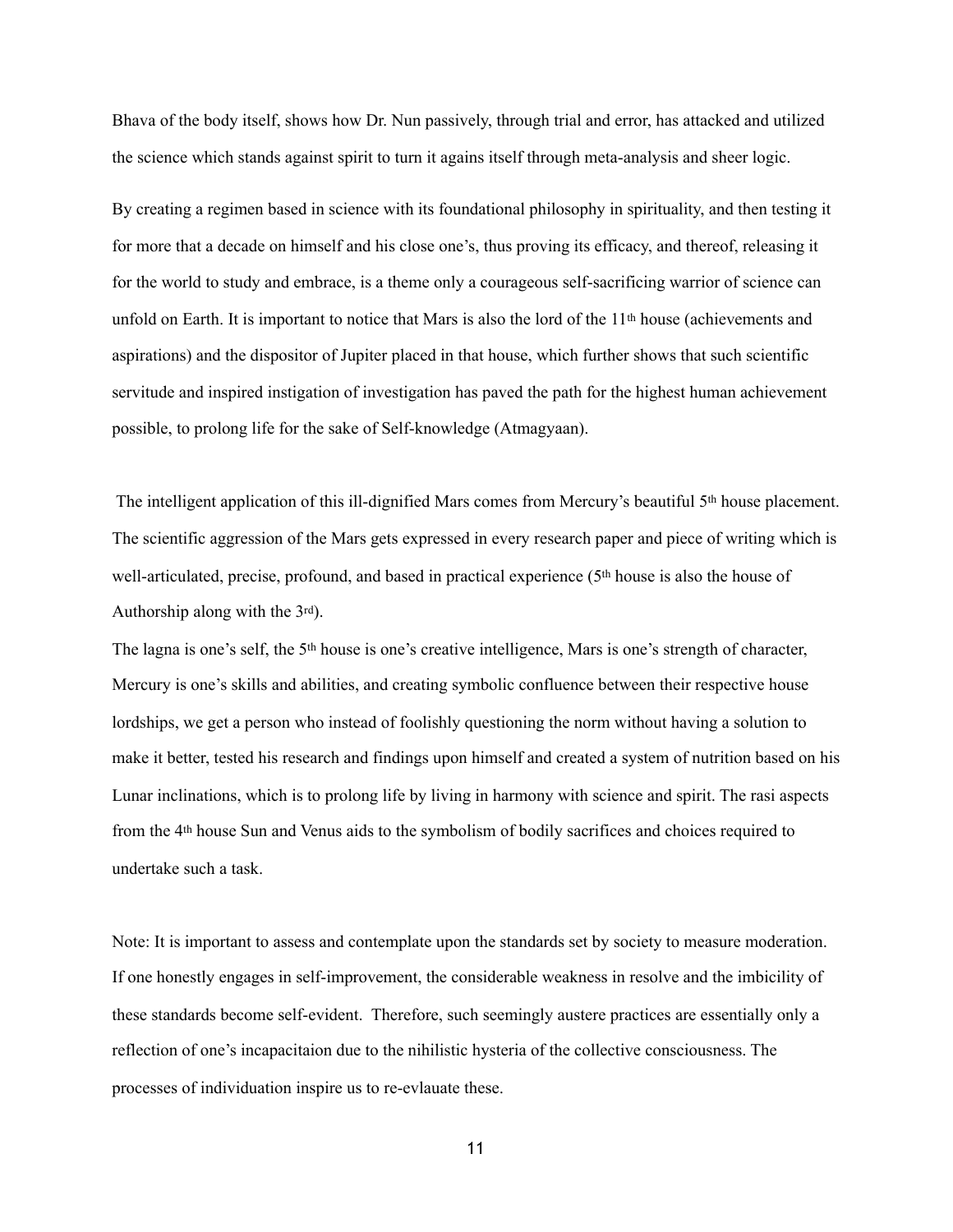Bhava of the body itself, shows how Dr. Nun passively, through trial and error, has attacked and utilized the science which stands against spirit to turn it agains itself through meta-analysis and sheer logic.

By creating a regimen based in science with its foundational philosophy in spirituality, and then testing it for more that a decade on himself and his close one's, thus proving its efficacy, and thereof, releasing it for the world to study and embrace, is a theme only a courageous self-sacrificing warrior of science can unfold on Earth. It is important to notice that Mars is also the lord of the 11th house (achievements and aspirations) and the dispositor of Jupiter placed in that house, which further shows that such scientific servitude and inspired instigation of investigation has paved the path for the highest human achievement possible, to prolong life for the sake of Self-knowledge (Atmagyaan).

The intelligent application of this ill-dignified Mars comes from Mercury's beautiful 5th house placement. The scientific aggression of the Mars gets expressed in every research paper and piece of writing which is well-articulated, precise, profound, and based in practical experience (5th house is also the house of Authorship along with the 3rd).

The lagna is one's self, the 5th house is one's creative intelligence, Mars is one's strength of character, Mercury is one's skills and abilities, and creating symbolic confluence between their respective house lordships, we get a person who instead of foolishly questioning the norm without having a solution to make it better, tested his research and findings upon himself and created a system of nutrition based on his Lunar inclinations, which is to prolong life by living in harmony with science and spirit. The rasi aspects from the 4th house Sun and Venus aids to the symbolism of bodily sacrifices and choices required to undertake such a task.

Note: It is important to assess and contemplate upon the standards set by society to measure moderation. If one honestly engages in self-improvement, the considerable weakness in resolve and the imbicility of these standards become self-evident. Therefore, such seemingly austere practices are essentially only a reflection of one's incapacitaion due to the nihilistic hysteria of the collective consciousness. The processes of individuation inspire us to re-evlauate these.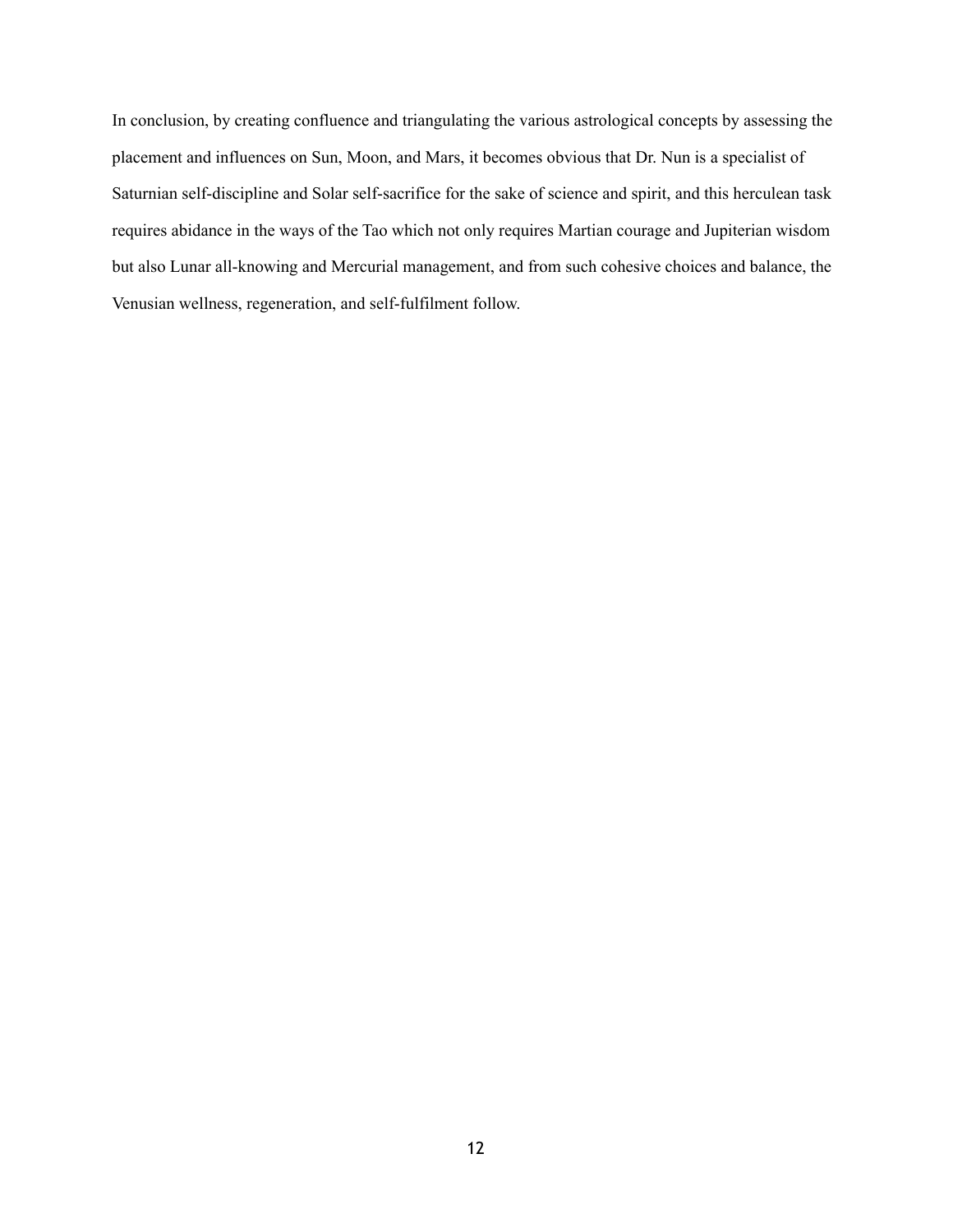In conclusion, by creating confluence and triangulating the various astrological concepts by assessing the placement and influences on Sun, Moon, and Mars, it becomes obvious that Dr. Nun is a specialist of Saturnian self-discipline and Solar self-sacrifice for the sake of science and spirit, and this herculean task requires abidance in the ways of the Tao which not only requires Martian courage and Jupiterian wisdom but also Lunar all-knowing and Mercurial management, and from such cohesive choices and balance, the Venusian wellness, regeneration, and self-fulfilment follow.